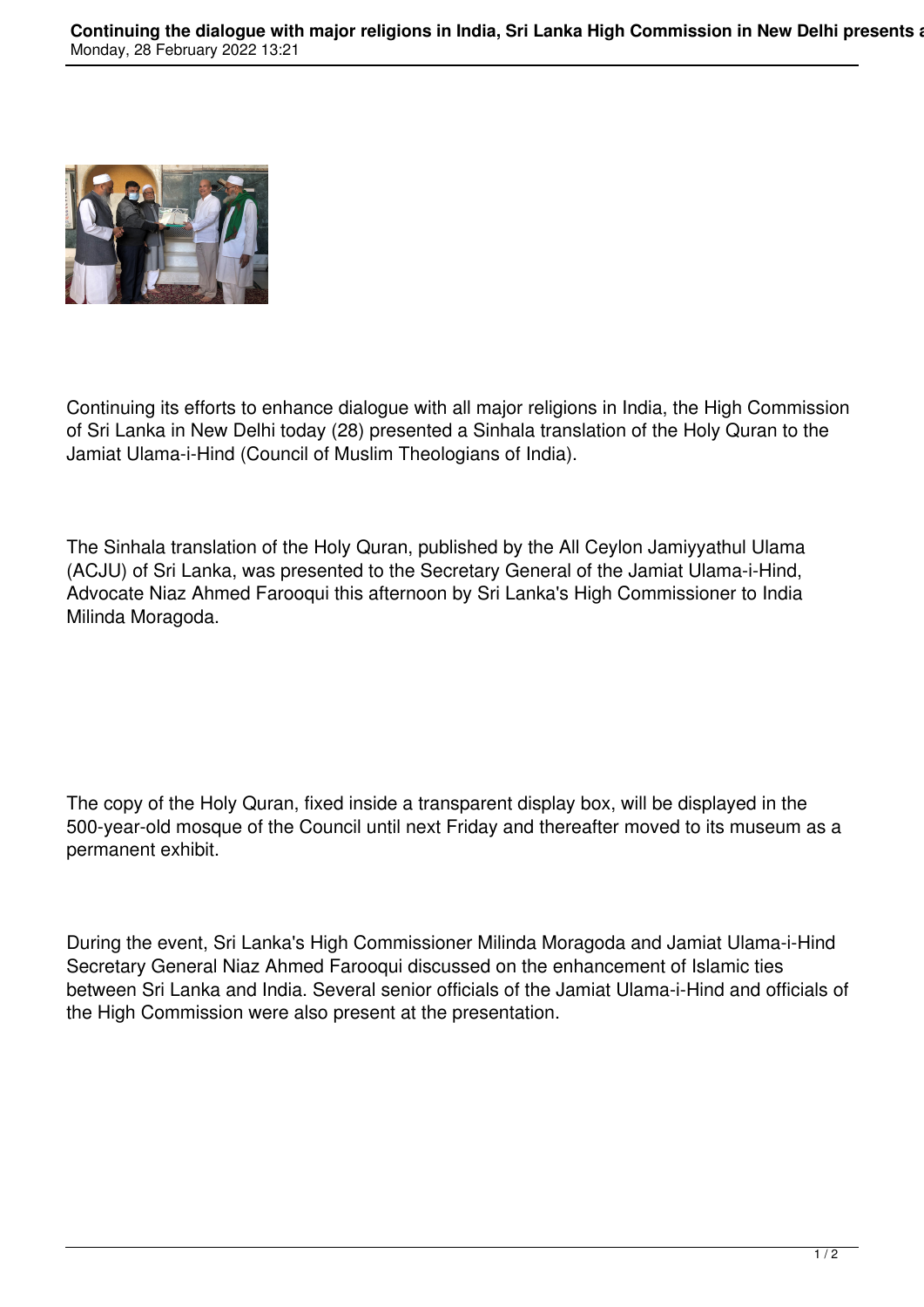Continuing its efforts to enhance dialogue with all major religions in India, the High Commission of Sri Lanka in New Delhi today (28) presented a Sinhala translation of the Holy Quran to the Jamiat Ulama-i-Hind (Council of Muslim Theologians of India).

The Sinhala translation of the Holy Quran, published by the All Ceylon Jamiyyathul Ulama (ACJU) of Sri Lanka, was presented to the Secretary General of the Jamiat Ulama-i-Hind, Advocate Niaz Ahmed Farooqui this afternoon by Sri Lanka's High Commissioner to India Milinda Moragoda.

The copy of the Holy Quran, fixed inside a transparent display box, will be displayed in the 500-year-old mosque of the Council until next Friday and thereafter moved to its museum as a permanent exhibit.

During the event, Sri Lanka's High Commissioner Milinda Moragoda and Jamiat Ulama-i-Hind Secretary General Niaz Ahmed Farooqui discussed on the enhancement of Islamic ties between Sri Lanka and India. Several senior officials of the Jamiat Ulama-i-Hind and officials of the High Commission were also present at the presentation.